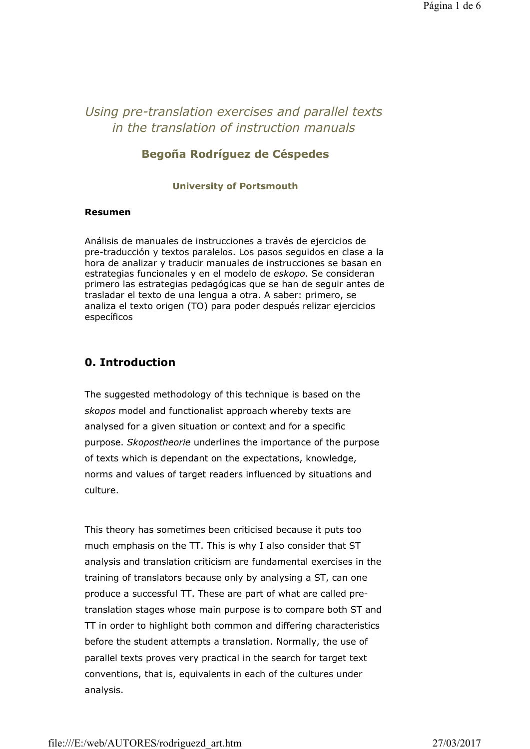# *Using pre-translation exercises and parallel texts in the translation of instruction manuals*

## Begoña Rodríguez de Céspedes

**University of Portsmouth**

**Resumen**

Análisis de manuales de instrucciones a través de ejercicios de pre-traducción y textos paralelos. Los pasos seguidos en clase a la hora de analizar y traducir manuales de instrucciones se basan en estrategias funcionales y en el modelo de *eskopo*. Se consideran primero las estrategias pedagógicas que se han de seguir antes de trasladar el texto de una lengua a otra. A saber: primero, se analiza el texto origen (TO) para poder después relizar ejercicios específicos

## 0. Introduction

The suggested methodology of this technique is based on the *skopos* model and functionalist approach whereby texts are analysed for a given situation or context and for a specific purpose. *Skopostheorie* underlines the importance of the purpose of texts which is dependant on the expectations, knowledge, norms and values of target readers influenced by situations and culture.

This theory has sometimes been criticised because it puts too much emphasis on the TT. This is why I also consider that ST analysis and translation criticism are fundamental exercises in the training of translators because only by analysing a ST, can one produce a successful TT. These are part of what are called pre-translation stages whose main purpose is to compare both ST and TT in order to highlight both common and differing characteristics before the student attempts a translation. Normally, the use of parallel texts proves very practical in the search for target text conventions, that is, equivalents in each of the cultures under analysis.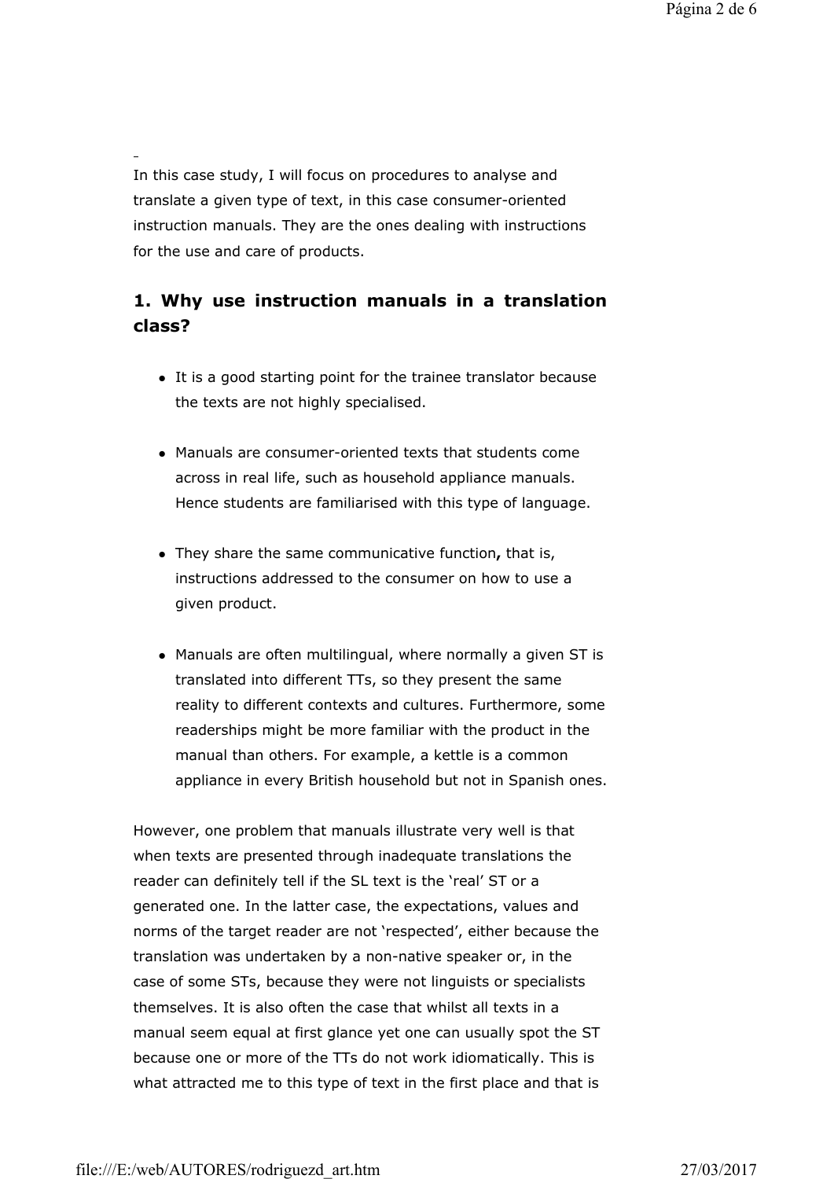In this case study, I will focus on procedures to analyse and translate a given type of text, in this case consumer-oriented instruction manuals. They are the ones dealing with instructions for the use and care of products.

## 1. Why use instruction manuals in a translation class?

- It is a good starting point for the trainee translator because the texts are not highly specialised.
- Manuals are consumer-oriented texts that students come across in real life, such as household appliance manuals. Hence students are familiarised with this type of language.
- They share the same communicative function**,** that is, instructions addressed to the consumer on how to use a given product.
- Manuals are often multilingual, where normally a given ST is translated into different TTs, so they present the same reality to different contexts and cultures. Furthermore, some readerships might be more familiar with the product in the manual than others. For example, a kettle is a common appliance in every British household but not in Spanish ones.

However, one problem that manuals illustrate very well is that when texts are presented through inadequate translations the reader can definitely tell if the SL text is the 'real' ST or a generated one. In the latter case, the expectations, values and norms of the target reader are not 'respected', either because the translation was undertaken by a non-native speaker or, in the case of some STs, because they were not linguists or specialists themselves. It is also often the case that whilst all texts in a manual seem equal at first glance yet one can usually spot the ST because one or more of the TTs do not work idiomatically. This is what attracted me to this type of text in the first place and that is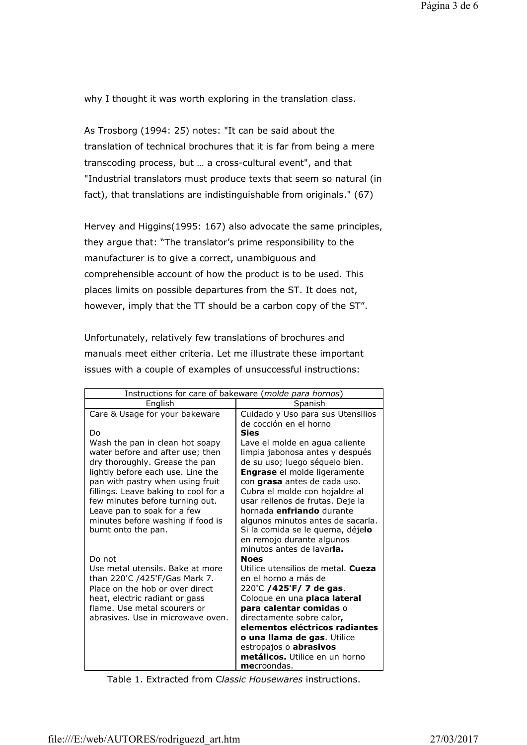why I thought it was worth exploring in the translation class.

As Trosborg (1994: 25) notes: "It can be said about the translation of technical brochures that it is far from being a mere transcoding process, but … a cross-cultural event", and that "Industrial translators must produce texts that seem so natural (in fact), that translations are indistinguishable from originals." (67)

Hervey and Higgins(1995: 167) also advocate the same principles, they argue that: “The translator’s prime responsibility to the manufacturer is to give a correct, unambiguous and comprehensible account of how the product is to be used. This places limits on possible departures from the ST. It does not, however, imply that the TT should be a carbon copy of the ST”.

Unfortunately, relatively few translations of brochures and manuals meet either criteria. Let me illustrate these important issues with a couple of examples of unsuccessful instructions:

| Instructions for care of bakeware (*molde para hornos*) | |
|---|---|
| English | Spanish |
| Care & Usage for your bakeware<br><br>Do<br>Wash the pan in clean hot soapy water before and after use; then dry thoroughly. Grease the pan lightly before each use. Line the pan with pastry when using fruit fillings. Leave baking to cool for a few minutes before turning out. Leave pan to soak for a few minutes before washing if food is burnt onto the pan. | Cuidado y Uso para sus Utensilios de cocción en el horno<br>**Sies**<br>Lave el molde en agua caliente limpia jabonosa antes y después de su uso; luego séquelo bien. **Engrase** el molde ligeramente con **grasa** antes de cada uso. Cubra el molde con hojaldre al usar rellenos de frutas. Deje la hornada **enfriando** durante algunos minutos antes de sacarla. Si la comida se le quema, déje**lo** en remojo durante algunos minutos antes de lavar**la.** |
| Do not<br>Use metal utensils. Bake at more than 220˚C /425˚F/Gas Mark 7. Place on the hob or over direct heat, electric radiant or gass flame. Use metal scourers or abrasives. Use in microwave oven. | **Noes**<br>Utilice utensilios de metal. **Cueza** en el horno a más de 220˚C **/425˚F/ 7 de gas**. Coloque en una **placa lateral para calentar comidas** o directamente sobre calor**, elementos eléctricos radiantes o una llama de gas**. Utilice estropajos o **abrasivos metálicos.** Utilice en un horno **me**croondas. |

Table 1. Extracted from *Classic Housewares* instructions.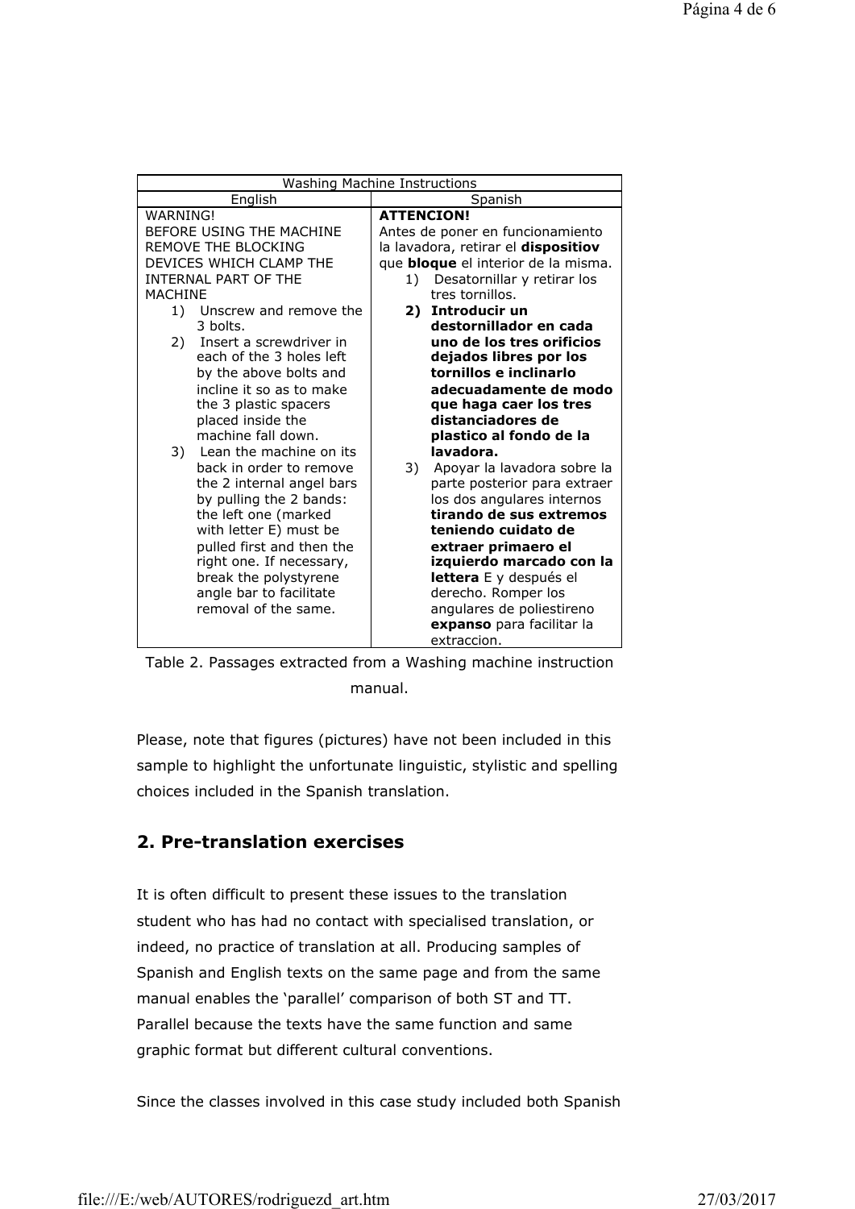| Washing Machine Instructions | |
|---|---|
| English | Spanish |
| WARNING!<br>BEFORE USING THE MACHINE REMOVE THE BLOCKING DEVICES WHICH CLAMP THE INTERNAL PART OF THE MACHINE<br>1) Unscrew and remove the 3 bolts.<br>2) Insert a screwdriver in each of the 3 holes left by the above bolts and incline it so as to make the 3 plastic spacers placed inside the machine fall down.<br>3) Lean the machine on its back in order to remove the 2 internal angel bars by pulling the 2 bands: the left one (marked with letter E) must be pulled first and then the right one. If necessary, break the polystyrene angle bar to facilitate removal of the same. | **ATTENCION!**<br>Antes de poner en funcionamiento la lavadora, retirar el **dispositiov** que **bloque** el interior de la misma.<br>1) Desatornillar y retirar los tres tornillos.<br>**2) Introducir un destornillador en cada uno de los tres orificios dejados libres por los tornillos e inclinarlo adecuadamente de modo que haga caer los tres distanciadores de plastico al fondo de la lavadora.**<br>3) Apoyar la lavadora sobre la parte posterior para extraer los dos angulares internos **tirando de sus extremos teniendo cuidato de extraer primaero el izquierdo marcado con la lettera** E y después el derecho. Romper los angulares de poliestireno **expanso** para facilitar la extraccion. |

Table 2. Passages extracted from a Washing machine instruction manual.

Please, note that figures (pictures) have not been included in this sample to highlight the unfortunate linguistic, stylistic and spelling choices included in the Spanish translation.

## 2. Pre-translation exercises

It is often difficult to present these issues to the translation student who has had no contact with specialised translation, or indeed, no practice of translation at all. Producing samples of Spanish and English texts on the same page and from the same manual enables the 'parallel' comparison of both ST and TT. Parallel because the texts have the same function and same graphic format but different cultural conventions.

Since the classes involved in this case study included both Spanish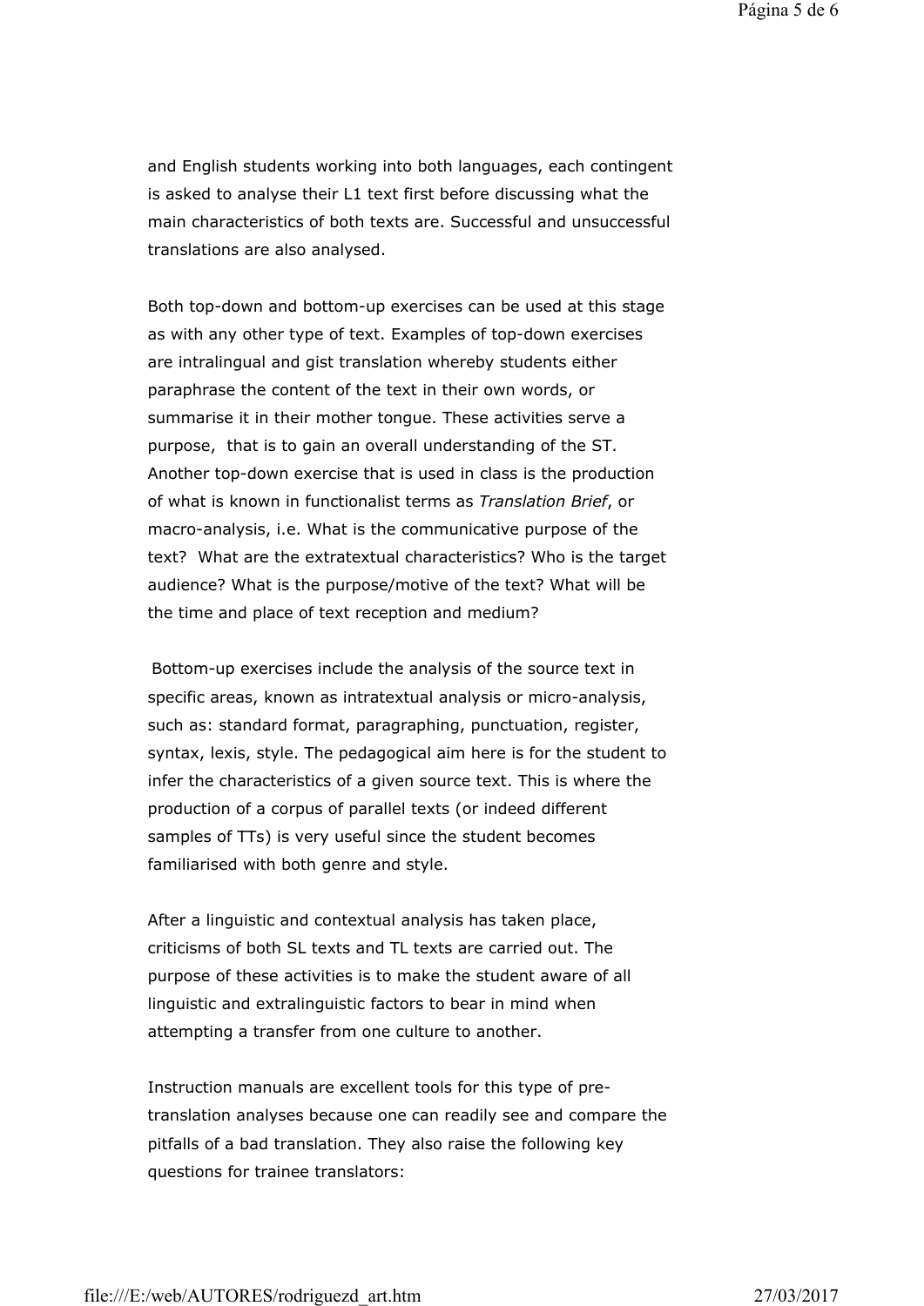and English students working into both languages, each contingent is asked to analyse their L1 text first before discussing what the main characteristics of both texts are. Successful and unsuccessful translations are also analysed.

Both top-down and bottom-up exercises can be used at this stage as with any other type of text. Examples of top-down exercises are intralingual and gist translation whereby students either paraphrase the content of the text in their own words, or summarise it in their mother tongue. These activities serve a purpose, that is to gain an overall understanding of the ST. Another top-down exercise that is used in class is the production of what is known in functionalist terms as *Translation Brief*, or macro-analysis, i.e. What is the communicative purpose of the text? What are the extratextual characteristics? Who is the target audience? What is the purpose/motive of the text? What will be the time and place of text reception and medium?

Bottom-up exercises include the analysis of the source text in specific areas, known as intratextual analysis or micro-analysis, such as: standard format, paragraphing, punctuation, register, syntax, lexis, style. The pedagogical aim here is for the student to infer the characteristics of a given source text. This is where the production of a corpus of parallel texts (or indeed different samples of TTs) is very useful since the student becomes familiarised with both genre and style.

After a linguistic and contextual analysis has taken place, criticisms of both SL texts and TL texts are carried out. The purpose of these activities is to make the student aware of all linguistic and extralinguistic factors to bear in mind when attempting a transfer from one culture to another.

Instruction manuals are excellent tools for this type of pre-translation analyses because one can readily see and compare the pitfalls of a bad translation. They also raise the following key questions for trainee translators: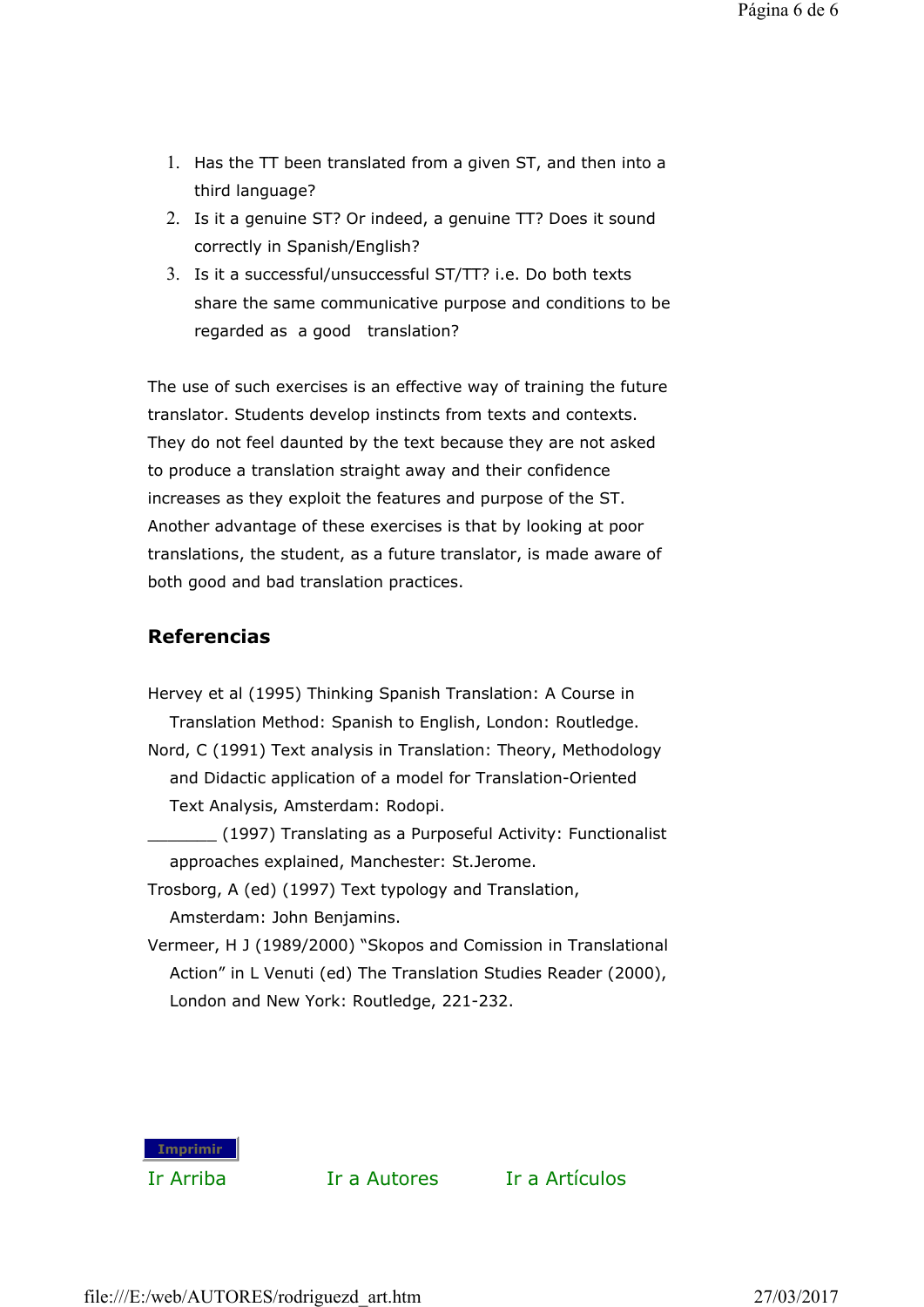1. Has the TT been translated from a given ST, and then into a third language?
2. Is it a genuine ST? Or indeed, a genuine TT? Does it sound correctly in Spanish/English?
3. Is it a successful/unsuccessful ST/TT? i.e. Do both texts share the same communicative purpose and conditions to be regarded as a good translation?

The use of such exercises is an effective way of training the future translator. Students develop instincts from texts and contexts. They do not feel daunted by the text because they are not asked to produce a translation straight away and their confidence increases as they exploit the features and purpose of the ST. Another advantage of these exercises is that by looking at poor translations, the student, as a future translator, is made aware of both good and bad translation practices.

## Referencias

Hervey et al (1995) Thinking Spanish Translation: A Course in Translation Method: Spanish to English, London: Routledge.

Nord, C (1991) Text analysis in Translation: Theory, Methodology and Didactic application of a model for Translation-Oriented Text Analysis, Amsterdam: Rodopi.

_______ (1997) Translating as a Purposeful Activity: Functionalist approaches explained, Manchester: St.Jerome.

Trosborg, A (ed) (1997) Text typology and Translation, Amsterdam: John Benjamins.

Vermeer, H J (1989/2000) "Skopos and Comission in Translational Action" in L Venuti (ed) The Translation Studies Reader (2000), London and New York: Routledge, 221-232.

Imprimir

Ir Arriba Ir a Autores Ir a Artículos